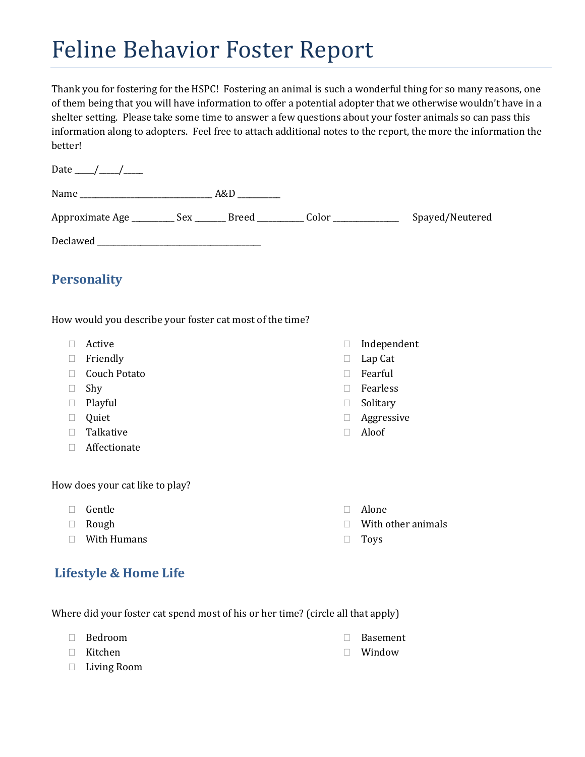# Feline Behavior Foster Report

Thank you for fostering for the HSPC! Fostering an animal is such a wonderful thing for so many reasons, one of them being that you will have information to offer a potential adopter that we otherwise wouldn't have in a shelter setting. Please take some time to answer a few questions about your foster animals so can pass this information along to adopters. Feel free to attach additional notes to the report, the more the information the better!

Date _____/_____/_____

Name ________________________________ A&D __________

Approximate Age __________ Sex _______ Breed ___________ Color ________________ Spayed/Neutered

Declawed ________________________________________

## Personality

How would you describe your foster cat most of the time?

- ☐ Active
- ☐ Friendly
- ☐ Couch Potato
- ☐ Shy
- ☐ Playful
- ☐ Quiet
- ☐ Talkative
- ☐ Affectionate
- ☐ Independent
- ☐ Lap Cat
- ☐ Fearful
- ☐ Fearless
- ☐ Solitary
- ☐ Aggressive
- ☐ Aloof

How does your cat like to play?

- ☐ Gentle
- ☐ Rough
- ☐ With Humans
- ☐ Alone
- ☐ With other animals
- ☐ Toys

## Lifestyle & Home Life

Where did your foster cat spend most of his or her time? (circle all that apply)

- ☐ Bedroom
- ☐ Kitchen
- ☐ Living Room
- ☐ Basement
- ☐ Window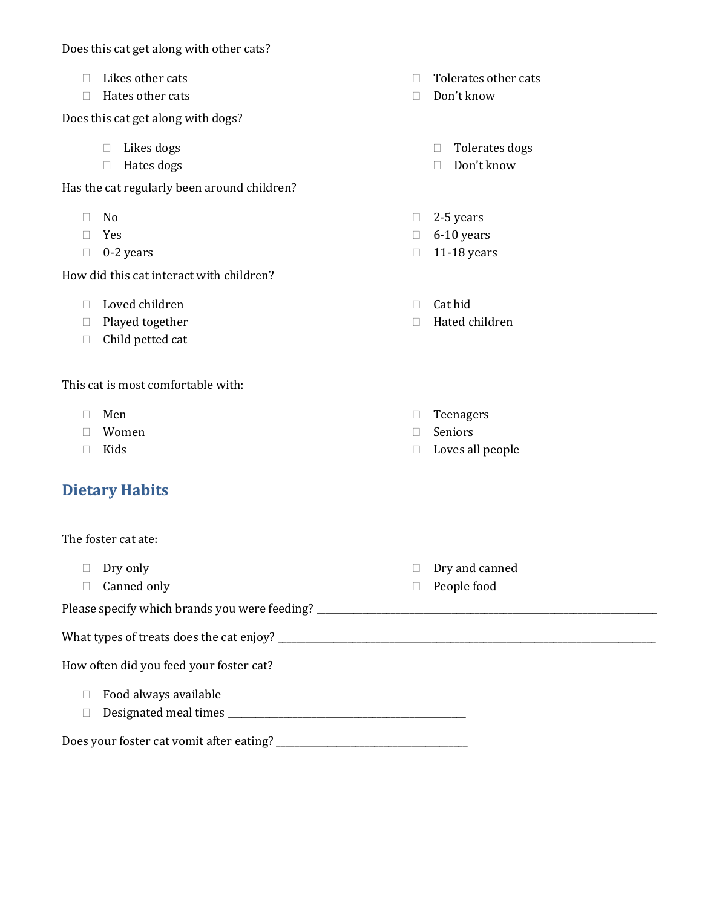Does this cat get along with other cats?

- ☐ Likes other cats
- ☐ Hates other cats
- ☐ Tolerates other cats
- ☐ Don't know

Does this cat get along with dogs?

- ☐ Likes dogs
- ☐ Hates dogs
- ☐ Tolerates dogs
- ☐ Don't know

Has the cat regularly been around children?

- ☐ No
- ☐ Yes
- ☐ 0-2 years
- ☐ 2-5 years
- ☐ 6-10 years
- ☐ 11-18 years

How did this cat interact with children?

- ☐ Loved children
- ☐ Played together
- ☐ Child petted cat
- ☐ Cat hid
- ☐ Hated children

This cat is most comfortable with:

- ☐ Men
- ☐ Women
- ☐ Kids
- ☐ Teenagers
- ☐ Seniors
- ☐ Loves all people

## Dietary Habits

The foster cat ate:

- ☐ Dry only
- ☐ Canned only
- ☐ Dry and canned
- ☐ People food

Please specify which brands you were feeding? ______________________________________________

What types of treats does the cat enjoy? ______________________________________________

How often did you feed your foster cat?

- ☐ Food always available
- ☐ Designated meal times ______________________________

Does your foster cat vomit after eating? ______________________________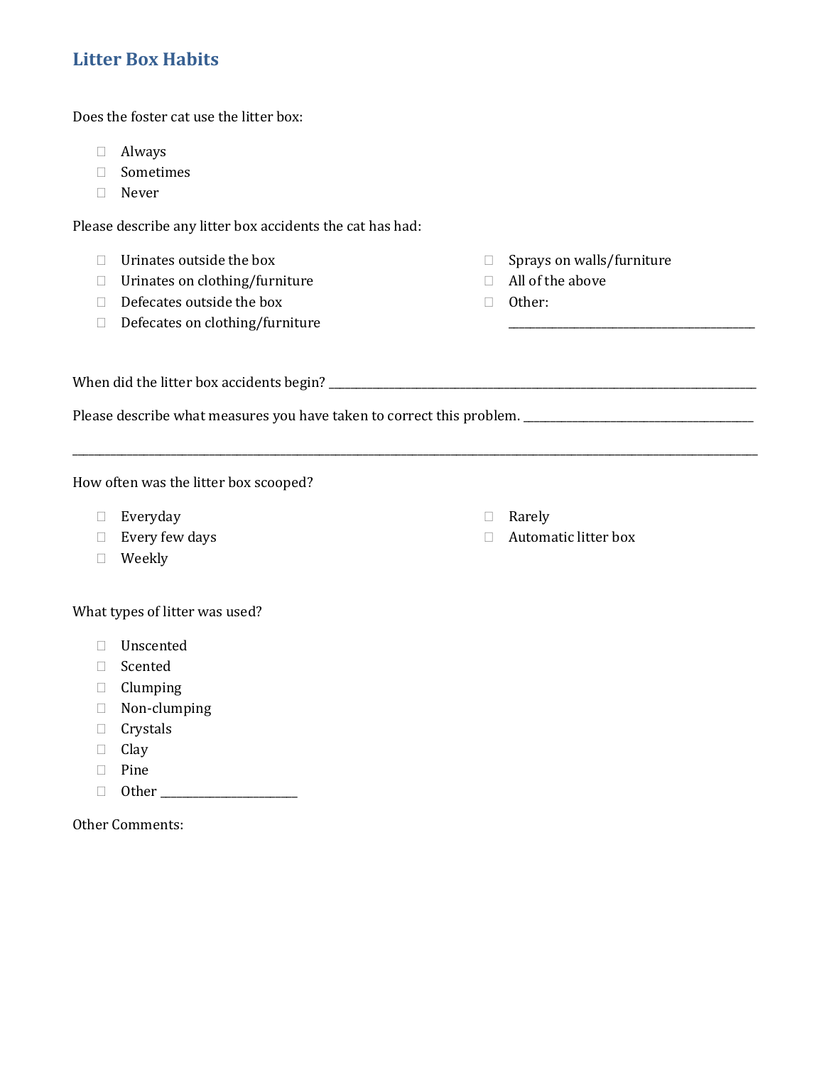## Litter Box Habits

Does the foster cat use the litter box:

- ☐ Always
- ☐ Sometimes
- ☐ Never

Please describe any litter box accidents the cat has had:

- ☐ Urinates outside the box
- ☐ Urinates on clothing/furniture
- ☐ Defecates outside the box
- ☐ Defecates on clothing/furniture
- ☐ Sprays on walls/furniture
- ☐ All of the above
- ☐ Other: ______________________________

When did the litter box accidents begin? ______________________________________________________

Please describe what measures you have taken to correct this problem. ______________________________

________________________________________________________________________________________

How often was the litter box scooped?

- ☐ Everyday
- ☐ Every few days
- ☐ Weekly
- ☐ Rarely
- ☐ Automatic litter box

What types of litter was used?

- ☐ Unscented
- ☐ Scented
- ☐ Clumping
- ☐ Non-clumping
- ☐ Crystals
- ☐ Clay
- ☐ Pine
- ☐ Other ____________________

Other Comments: